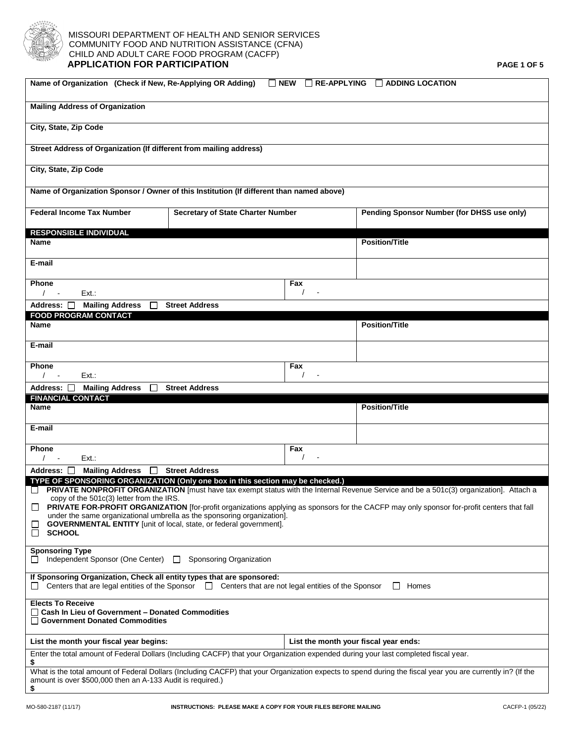MISSOURI DEPARTMENT OF HEALTH AND SENIOR SERVICES
COMMUNITY FOOD AND NUTRITION ASSISTANCE (CFNA)
CHILD AND ADULT CARE FOOD PROGRAM (CACFP)

# APPLICATION FOR PARTICIPATION

**Name of Organization (Check if New, Re-Applying OR Adding)** ☐ **NEW** ☐ **RE-APPLYING** ☐ **ADDING LOCATION**

**Mailing Address of Organization**

**City, State, Zip Code**

**Street Address of Organization (If different from mailing address)**

**City, State, Zip Code**

**Name of Organization Sponsor / Owner of this Institution (If different than named above)**

| **Federal Income Tax Number** | **Secretary of State Charter Number** | **Pending Sponsor Number (for DHSS use only)** |
|---|---|---|
| | | |

## RESPONSIBLE INDIVIDUAL

| | | |
|---|---|---|
| **Name** | | **Position/Title** |
| **E-mail** | | |
| **Phone** / - Ext.: | **Fax** / - | |

**Address:** ☐ **Mailing Address** ☐ **Street Address**

## FOOD PROGRAM CONTACT

| | | |
|---|---|---|
| **Name** | | **Position/Title** |
| **E-mail** | | |
| **Phone** / - Ext.: | **Fax** / - | |

**Address:** ☐ **Mailing Address** ☐ **Street Address**

## FINANCIAL CONTACT

| | | |
|---|---|---|
| **Name** | | **Position/Title** |
| **E-mail** | | |
| **Phone** / - Ext.: | **Fax** / - | |

**Address:** ☐ **Mailing Address** ☐ **Street Address**

## TYPE OF SPONSORING ORGANIZATION (Only one box in this section may be checked.)

☐ **PRIVATE NONPROFIT ORGANIZATION** [must have tax exempt status with the Internal Revenue Service and be a 501c(3) organization]. Attach a copy of the 501c(3) letter from the IRS.

☐ **PRIVATE FOR-PROFIT ORGANIZATION** [for-profit organizations applying as sponsors for the CACFP may only sponsor for-profit centers that fall under the same organizational umbrella as the sponsoring organization].

☐ **GOVERNMENTAL ENTITY** [unit of local, state, or federal government].

☐ **SCHOOL**

**Sponsoring Type**
☐ Independent Sponsor (One Center) ☐ Sponsoring Organization

**If Sponsoring Organization, Check all entity types that are sponsored:**
☐ Centers that are legal entities of the Sponsor ☐ Centers that are not legal entities of the Sponsor ☐ Homes

**Elects To Receive**
☐ **Cash In Lieu of Government – Donated Commodities**
☐ **Government Donated Commodities**

| **List the month your fiscal year begins:** | **List the month your fiscal year ends:** |
|---|---|
| | |

Enter the total amount of Federal Dollars (Including CACFP) that your Organization expended during your last completed fiscal year.
**$**

What is the total amount of Federal Dollars (Including CACFP) that your Organization expects to spend during the fiscal year you are currently in? (If the amount is over $500,000 then an A-133 Audit is required.)
**$**

MO-580-2187 (11/17) **INSTRUCTIONS: PLEASE MAKE A COPY FOR YOUR FILES BEFORE MAILING** CACFP-1 (05/22)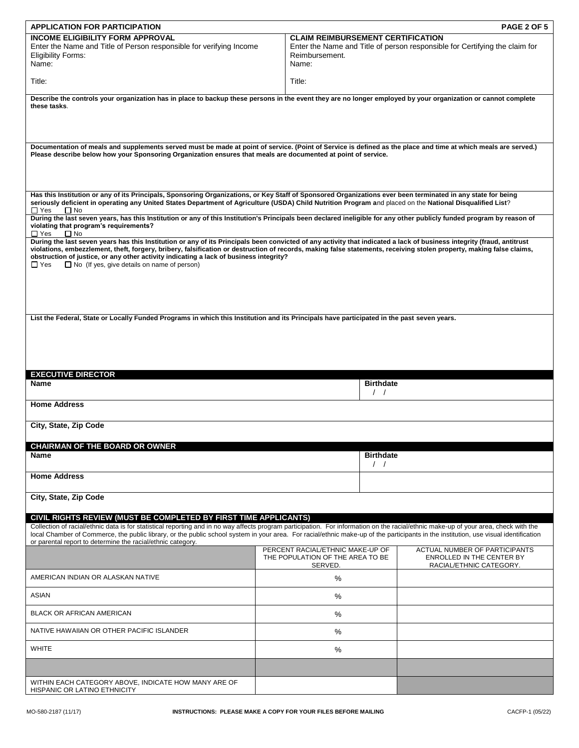**APPLICATION FOR PARTICIPATION**

| **INCOME ELIGIBILITY FORM APPROVAL** | **CLAIM REIMBURSEMENT CERTIFICATION** |
|---|---|
| Enter the Name and Title of Person responsible for verifying Income Eligibility Forms: | Enter the Name and Title of person responsible for Certifying the claim for Reimbursement. |
| Name: | Name: |
| Title: | Title: |

**Describe the controls your organization has in place to backup these persons in the event they are no longer employed by your organization or cannot complete these tasks**.

**Documentation of meals and supplements served must be made at point of service. (Point of Service is defined as the place and time at which meals are served.) Please describe below how your Sponsoring Organization ensures that meals are documented at point of service.**

**Has this Institution or any of its Principals, Sponsoring Organizations, or Key Staff of Sponsored Organizations ever been terminated in any state for being seriously deficient in operating any United States Department of Agriculture (USDA) Child Nutrition Program a**nd placed on the **National Disqualified List**?

☐ Yes ☐ No

**During the last seven years, has this Institution or any of this Institution's Principals been declared ineligible for any other publicly funded program by reason of violating that program's requirements?**

☐ Yes ☐ No

**During the last seven years has this Institution or any of its Principals been convicted of any activity that indicated a lack of business integrity (fraud, antitrust violations, embezzlement, theft, forgery, bribery, falsification or destruction of records, making false statements, receiving stolen property, making false claims, obstruction of justice, or any other activity indicating a lack of business integrity?**

☐ Yes ☐ No (If yes, give details on name of person)

**List the Federal, State or Locally Funded Programs in which this Institution and its Principals have participated in the past seven years.**

## EXECUTIVE DIRECTOR

| **Name** | **Birthdate** / / |
|---|---|
| **Home Address** | |
| **City, State, Zip Code** | |

## CHAIRMAN OF THE BOARD OR OWNER

| **Name** | **Birthdate** / / |
|---|---|
| **Home Address** | |
| **City, State, Zip Code** | |

## CIVIL RIGHTS REVIEW (MUST BE COMPLETED BY FIRST TIME APPLICANTS)

Collection of racial/ethnic data is for statistical reporting and in no way affects program participation. For information on the racial/ethnic make-up of your area, check with the local Chamber of Commerce, the public library, or the public school system in your area. For racial/ethnic make-up of the participants in the institution, use visual identification or parental report to determine the racial/ethnic category.

| | PERCENT RACIAL/ETHNIC MAKE-UP OF THE POPULATION OF THE AREA TO BE SERVED. | ACTUAL NUMBER OF PARTICIPANTS ENROLLED IN THE CENTER BY RACIAL/ETHNIC CATEGORY. |
|---|---|---|
| AMERICAN INDIAN OR ALASKAN NATIVE | % | |
| ASIAN | % | |
| BLACK OR AFRICAN AMERICAN | % | |
| NATIVE HAWAIIAN OR OTHER PACIFIC ISLANDER | % | |
| WHITE | % | |
| | | |
| WITHIN EACH CATEGORY ABOVE, INDICATE HOW MANY ARE OF HISPANIC OR LATINO ETHNICITY | | |

MO-580-2187 (11/17) **INSTRUCTIONS: PLEASE MAKE A COPY FOR YOUR FILES BEFORE MAILING** CACFP-1 (05/22)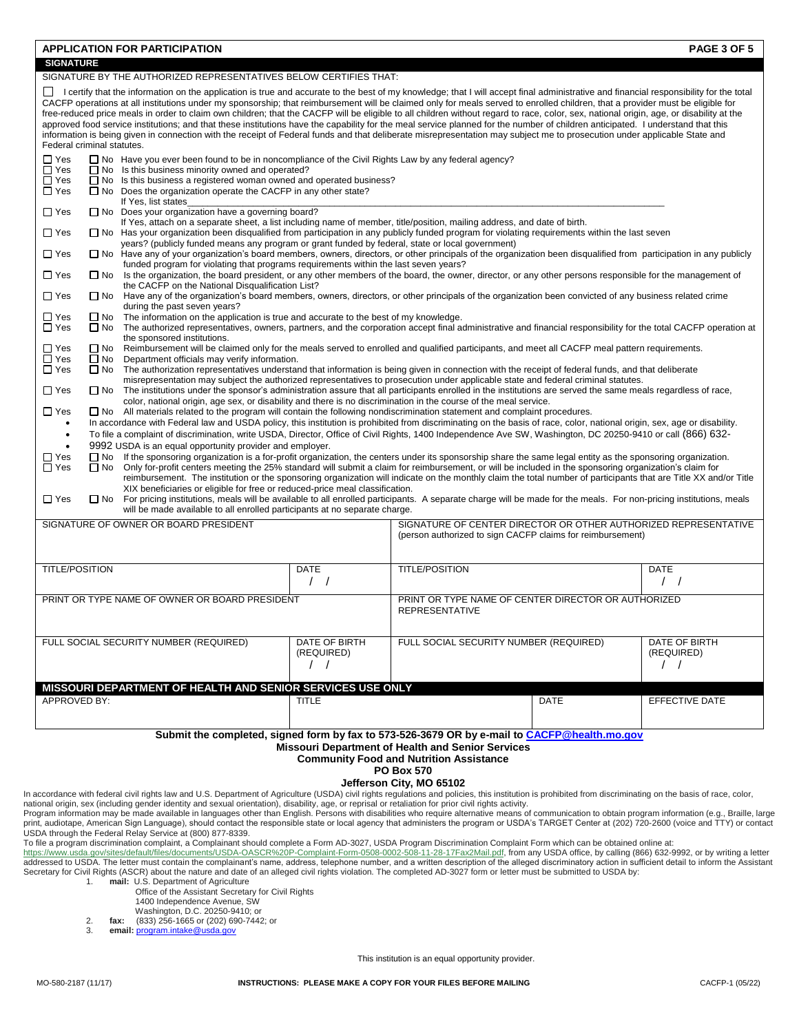## APPLICATION FOR PARTICIPATION

### SIGNATURE

SIGNATURE BY THE AUTHORIZED REPRESENTATIVES BELOW CERTIFIES THAT:

☐ I certify that the information on the application is true and accurate to the best of my knowledge; that I will accept final administrative and financial responsibility for the total CACFP operations at all institutions under my sponsorship; that reimbursement will be claimed only for meals served to enrolled children, that a provider must be eligible for free-reduced price meals in order to claim own children; that the CACFP will be eligible to all children without regard to race, color, sex, national origin, age, or disability at the approved food service institutions; and that these institutions have the capability for the meal service planned for the number of children anticipated. I understand that this information is being given in connection with the receipt of Federal funds and that deliberate misrepresentation may subject me to prosecution under applicable State and Federal criminal statutes.

- ☐ Yes ☐ No Have you ever been found to be in noncompliance of the Civil Rights Law by any federal agency?
- ☐ Yes ☐ No Is this business minority owned and operated?
- ☐ Yes ☐ No Is this business a registered woman owned and operated business?
- ☐ Yes ☐ No Does the organization operate the CACFP in any other state?
  If Yes, list states\_\_\_\_\_\_\_\_\_\_\_\_\_\_\_\_\_\_\_\_\_\_\_\_\_\_\_\_\_\_\_\_\_\_\_\_\_\_\_\_
- ☐ Yes ☐ No Does your organization have a governing board?
  If Yes, attach on a separate sheet, a list including name of member, title/position, mailing address, and date of birth.
- ☐ Yes ☐ No Has your organization been disqualified from participation in any publicly funded program for violating requirements within the last seven years? (publicly funded means any program or grant funded by federal, state or local government)
- ☐ Yes ☐ No Have any of your organization's board members, owners, directors, or other principals of the organization been disqualified from participation in any publicly funded program for violating that programs requirements within the last seven years?
- ☐ Yes ☐ No Is the organization, the board president, or any other members of the board, the owner, director, or any other persons responsible for the management of the CACFP on the National Disqualification List?
- ☐ Yes ☐ No Have any of the organization's board members, owners, directors, or other principals of the organization been convicted of any business related crime during the past seven years?
- ☐ Yes ☐ No The information on the application is true and accurate to the best of my knowledge.
- ☐ Yes ☐ No The authorized representatives, owners, partners, and the corporation accept final administrative and financial responsibility for the total CACFP operation at the sponsored institutions.
- ☐ Yes ☐ No Reimbursement will be claimed only for the meals served to enrolled and qualified participants, and meet all CACFP meal pattern requirements.
- ☐ Yes ☐ No Department officials may verify information.
- ☐ Yes ☐ No The authorization representatives understand that information is being given in connection with the receipt of federal funds, and that deliberate misrepresentation may subject the authorized representatives to prosecution under applicable state and federal criminal statutes.
- ☐ Yes ☐ No The institutions under the sponsor's administration assure that all participants enrolled in the institutions are served the same meals regardless of race, color, national origin, age sex, or disability and there is no discrimination in the course of the meal service.
- ☐ Yes ☐ No All materials related to the program will contain the following nondiscrimination statement and complaint procedures.
  - In accordance with Federal law and USDA policy, this institution is prohibited from discriminating on the basis of race, color, national origin, sex, age or disability.
  - To file a complaint of discrimination, write USDA, Director, Office of Civil Rights, 1400 Independence Ave SW, Washington, DC 20250-9410 or call (866) 632-9992 USDA is an equal opportunity provider and employer.
- ☐ Yes ☐ No If the sponsoring organization is a for-profit organization, the centers under its sponsorship share the same legal entity as the sponsoring organization.
- ☐ Yes ☐ No Only for-profit centers meeting the 25% standard will submit a claim for reimbursement, or will be included in the sponsoring organization's claim for reimbursement. The institution or the sponsoring organization will indicate on the monthly claim the total number of participants that are Title XX and/or Title XIX beneficiaries or eligible for free or reduced-price meal classification.
- ☐ Yes ☐ No For pricing institutions, meals will be available to all enrolled participants. A separate charge will be made for the meals. For non-pricing institutions, meals will be made available to all enrolled participants at no separate charge.

| | | | |
|---|---|---|---|
| SIGNATURE OF OWNER OR BOARD PRESIDENT | | SIGNATURE OF CENTER DIRECTOR OR OTHER AUTHORIZED REPRESENTATIVE (person authorized to sign CACFP claims for reimbursement) | |
| TITLE/POSITION | DATE / / | TITLE/POSITION | DATE / / |
| PRINT OR TYPE NAME OF OWNER OR BOARD PRESIDENT | | PRINT OR TYPE NAME OF CENTER DIRECTOR OR AUTHORIZED REPRESENTATIVE | |
| FULL SOCIAL SECURITY NUMBER (REQUIRED) | DATE OF BIRTH (REQUIRED) / / | FULL SOCIAL SECURITY NUMBER (REQUIRED) | DATE OF BIRTH (REQUIRED) / / |

### MISSOURI DEPARTMENT OF HEALTH AND SENIOR SERVICES USE ONLY

| APPROVED BY: | TITLE | DATE | EFFECTIVE DATE |
|---|---|---|---|
| | | | |

**Submit the completed, signed form by fax to 573-526-3679 OR by e-mail to CACFP@health.mo.gov**
**Missouri Department of Health and Senior Services**
**Community Food and Nutrition Assistance**
**PO Box 570**
**Jefferson City, MO 65102**

In accordance with federal civil rights law and U.S. Department of Agriculture (USDA) civil rights regulations and policies, this institution is prohibited from discriminating on the basis of race, color, national origin, sex (including gender identity and sexual orientation), disability, age, or reprisal or retaliation for prior civil rights activity.

Program information may be made available in languages other than English. Persons with disabilities who require alternative means of communication to obtain program information (e.g., Braille, large print, audiotape, American Sign Language), should contact the responsible state or local agency that administers the program or USDA's TARGET Center at (202) 720-2600 (voice and TTY) or contact USDA through the Federal Relay Service at (800) 877-8339.

To file a program discrimination complaint, a Complainant should complete a Form AD-3027, USDA Program Discrimination Complaint Form which can be obtained online at: https://www.usda.gov/sites/default/files/documents/USDA-OASCR%20P-Complaint-Form-0508-0002-508-11-28-17Fax2Mail.pdf, from any USDA office, by calling (866) 632-9992, or by writing a letter addressed to USDA. The letter must contain the complainant's name, address, telephone number, and a written description of the alleged discriminatory action in sufficient detail to inform the Assistant Secretary for Civil Rights (ASCR) about the nature and date of an alleged civil rights violation. The completed AD-3027 form or letter must be submitted to USDA by:

1. **mail:** U.S. Department of Agriculture
   Office of the Assistant Secretary for Civil Rights
   1400 Independence Avenue, SW
   Washington, D.C. 20250-9410; or
2. **fax:** (833) 256-1665 or (202) 690-7442; or
3. **email:** program.intake@usda.gov

This institution is an equal opportunity provider.

MO-580-2187 (11/17) **INSTRUCTIONS: PLEASE MAKE A COPY FOR YOUR FILES BEFORE MAILING** CACFP-1 (05/22)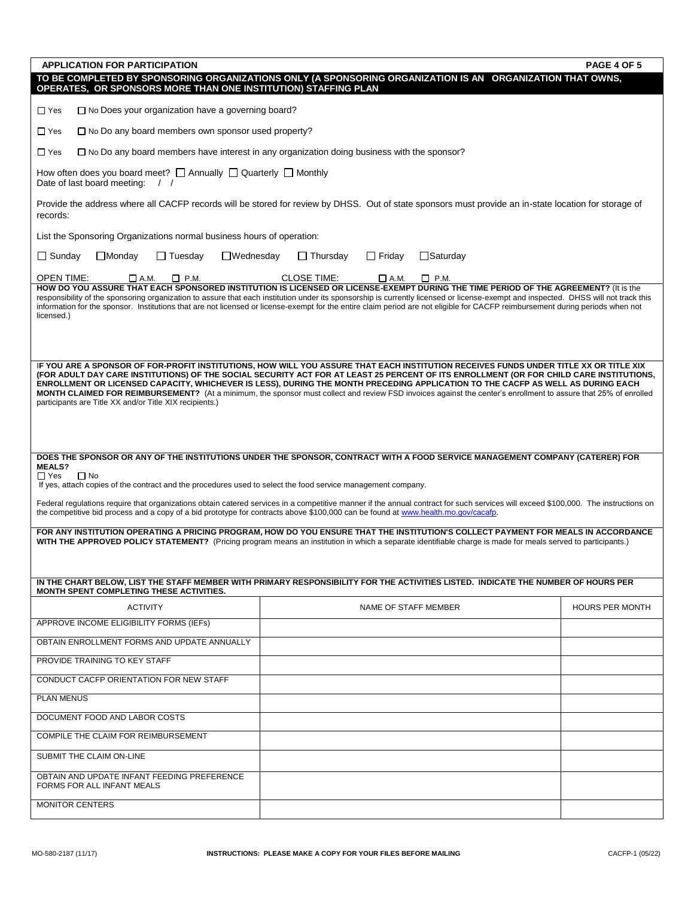**APPLICATION FOR PARTICIPATION**

**TO BE COMPLETED BY SPONSORING ORGANIZATIONS ONLY (A SPONSORING ORGANIZATION IS AN ORGANIZATION THAT OWNS, OPERATES, OR SPONSORS MORE THAN ONE INSTITUTION) STAFFING PLAN**

☐ Yes ☐ No Does your organization have a governing board?

☐ Yes ☐ No Do any board members own sponsor used property?

☐ Yes ☐ No Do any board members have interest in any organization doing business with the sponsor?

How often does you board meet? ☐ Annually ☐ Quarterly ☐ Monthly
Date of last board meeting: / /

Provide the address where all CACFP records will be stored for review by DHSS. Out of state sponsors must provide an in-state location for storage of records:

List the Sponsoring Organizations normal business hours of operation:

☐ Sunday ☐ Monday ☐ Tuesday ☐ Wednesday ☐ Thursday ☐ Friday ☐ Saturday

OPEN TIME: ☐ A.M. ☐ P.M. CLOSE TIME: ☐ A.M. ☐ P.M.

**HOW DO YOU ASSURE THAT EACH SPONSORED INSTITUTION IS LICENSED OR LICENSE-EXEMPT DURING THE TIME PERIOD OF THE AGREEMENT?** (It is the responsibility of the sponsoring organization to assure that each institution under its sponsorship is currently licensed or license-exempt and inspected. DHSS will not track this information for the sponsor. Institutions that are not licensed or license-exempt for the entire claim period are not eligible for CACFP reimbursement during periods when not licensed.)

**IF YOU ARE A SPONSOR OF FOR-PROFIT INSTITUTIONS, HOW WILL YOU ASSURE THAT EACH INSTITUTION RECEIVES FUNDS UNDER TITLE XX OR TITLE XIX (FOR ADULT DAY CARE INSTITUTIONS) OF THE SOCIAL SECURITY ACT FOR AT LEAST 25 PERCENT OF ITS ENROLLMENT (OR FOR CHILD CARE INSTITUTIONS, ENROLLMENT OR LICENSED CAPACITY, WHICHEVER IS LESS), DURING THE MONTH PRECEDING APPLICATION TO THE CACFP AS WELL AS DURING EACH MONTH CLAIMED FOR REIMBURSEMENT?** (At a minimum, the sponsor must collect and review FSD invoices against the center's enrollment to assure that 25% of enrolled participants are Title XX and/or Title XIX recipients.)

**DOES THE SPONSOR OR ANY OF THE INSTITUTIONS UNDER THE SPONSOR, CONTRACT WITH A FOOD SERVICE MANAGEMENT COMPANY (CATERER) FOR MEALS?**
☐ Yes ☐ No
If yes, attach copies of the contract and the procedures used to select the food service management company.

Federal regulations require that organizations obtain catered services in a competitive manner if the annual contract for such services will exceed $100,000. The instructions on the competitive bid process and a copy of a bid prototype for contracts above $100,000 can be found at www.health.mo.gov/cacafp.

**FOR ANY INSTITUTION OPERATING A PRICING PROGRAM, HOW DO YOU ENSURE THAT THE INSTITUTION'S COLLECT PAYMENT FOR MEALS IN ACCORDANCE WITH THE APPROVED POLICY STATEMENT?** (Pricing program means an institution in which a separate identifiable charge is made for meals served to participants.)

**IN THE CHART BELOW, LIST THE STAFF MEMBER WITH PRIMARY RESPONSIBILITY FOR THE ACTIVITIES LISTED. INDICATE THE NUMBER OF HOURS PER MONTH SPENT COMPLETING THESE ACTIVITIES.**

| ACTIVITY | NAME OF STAFF MEMBER | HOURS PER MONTH |
|---|---|---|
| APPROVE INCOME ELIGIBILITY FORMS (IEFs) | | |
| OBTAIN ENROLLMENT FORMS AND UPDATE ANNUALLY | | |
| PROVIDE TRAINING TO KEY STAFF | | |
| CONDUCT CACFP ORIENTATION FOR NEW STAFF | | |
| PLAN MENUS | | |
| DOCUMENT FOOD AND LABOR COSTS | | |
| COMPILE THE CLAIM FOR REIMBURSEMENT | | |
| SUBMIT THE CLAIM ON-LINE | | |
| OBTAIN AND UPDATE INFANT FEEDING PREFERENCE FORMS FOR ALL INFANT MEALS | | |
| MONITOR CENTERS | | |

MO-580-2187 (11/17) **INSTRUCTIONS: PLEASE MAKE A COPY FOR YOUR FILES BEFORE MAILING** CACFP-1 (05/22)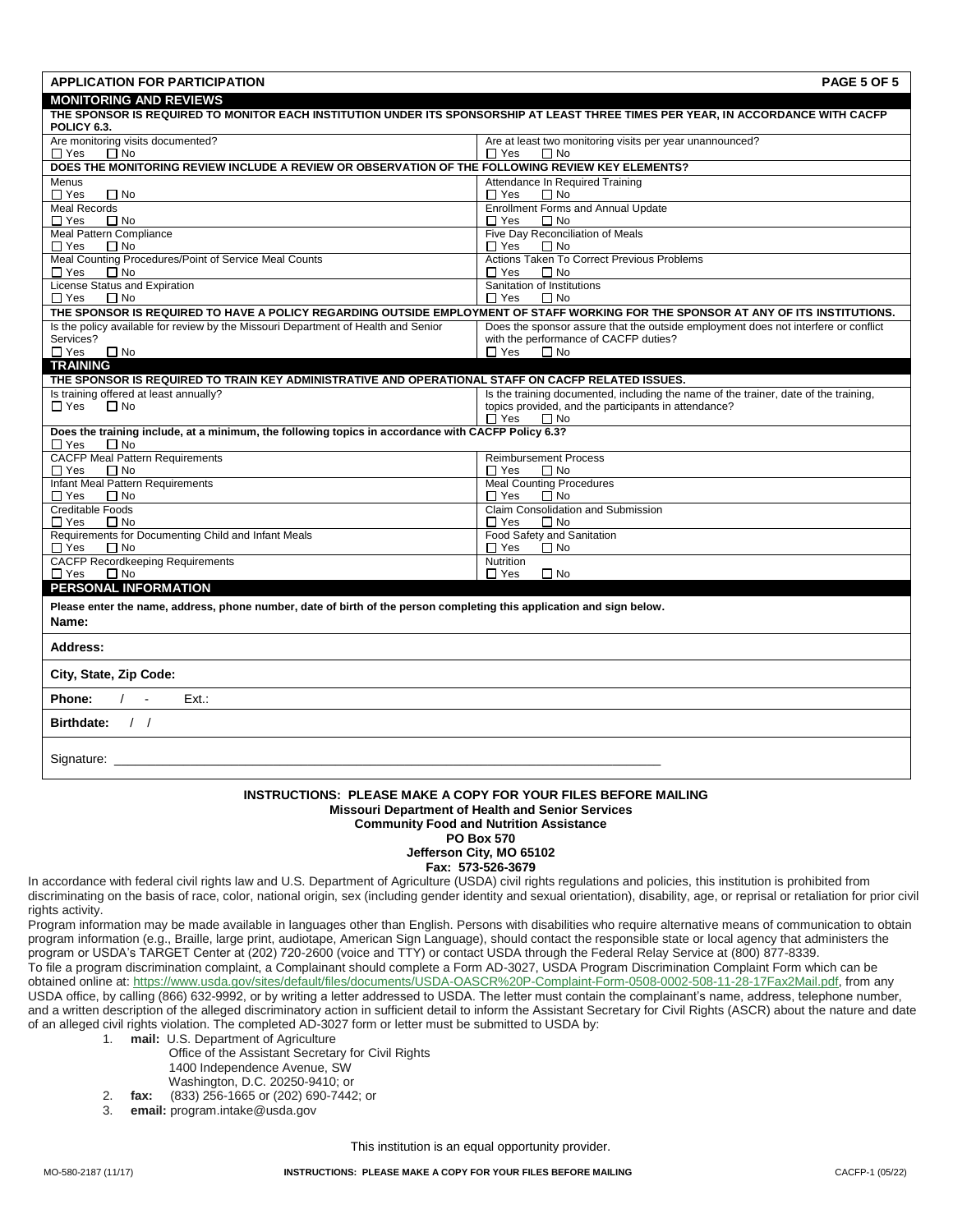## APPLICATION FOR PARTICIPATION

### MONITORING AND REVIEWS

**THE SPONSOR IS REQUIRED TO MONITOR EACH INSTITUTION UNDER ITS SPONSORSHIP AT LEAST THREE TIMES PER YEAR, IN ACCORDANCE WITH CACFP POLICY 6.3.**

| | |
|---|---|
| Are monitoring visits documented?<br>☐ Yes ☐ No | Are at least two monitoring visits per year unannounced?<br>☐ Yes ☐ No |

**DOES THE MONITORING REVIEW INCLUDE A REVIEW OR OBSERVATION OF THE FOLLOWING REVIEW KEY ELEMENTS?**

| | |
|---|---|
| Menus<br>☐ Yes ☐ No | Attendance In Required Training<br>☐ Yes ☐ No |
| Meal Records<br>☐ Yes ☐ No | Enrollment Forms and Annual Update<br>☐ Yes ☐ No |
| Meal Pattern Compliance<br>☐ Yes ☐ No | Five Day Reconciliation of Meals<br>☐ Yes ☐ No |
| Meal Counting Procedures/Point of Service Meal Counts<br>☐ Yes ☐ No | Actions Taken To Correct Previous Problems<br>☐ Yes ☐ No |
| License Status and Expiration<br>☐ Yes ☐ No | Sanitation of Institutions<br>☐ Yes ☐ No |

**THE SPONSOR IS REQUIRED TO HAVE A POLICY REGARDING OUTSIDE EMPLOYMENT OF STAFF WORKING FOR THE SPONSOR AT ANY OF ITS INSTITUTIONS.**

| | |
|---|---|
| Is the policy available for review by the Missouri Department of Health and Senior Services?<br>☐ Yes ☐ No | Does the sponsor assure that the outside employment does not interfere or conflict with the performance of CACFP duties?<br>☐ Yes ☐ No |

### TRAINING

**THE SPONSOR IS REQUIRED TO TRAIN KEY ADMINISTRATIVE AND OPERATIONAL STAFF ON CACFP RELATED ISSUES.**

| | |
|---|---|
| Is training offered at least annually?<br>☐ Yes ☐ No | Is the training documented, including the name of the trainer, date of the training, topics provided, and the participants in attendance?<br>☐ Yes ☐ No |

**Does the training include, at a minimum, the following topics in accordance with CACFP Policy 6.3?**
☐ Yes ☐ No

| | |
|---|---|
| CACFP Meal Pattern Requirements<br>☐ Yes ☐ No | Reimbursement Process<br>☐ Yes ☐ No |
| Infant Meal Pattern Requirements<br>☐ Yes ☐ No | Meal Counting Procedures<br>☐ Yes ☐ No |
| Creditable Foods<br>☐ Yes ☐ No | Claim Consolidation and Submission<br>☐ Yes ☐ No |
| Requirements for Documenting Child and Infant Meals<br>☐ Yes ☐ No | Food Safety and Sanitation<br>☐ Yes ☐ No |
| CACFP Recordkeeping Requirements<br>☐ Yes ☐ No | Nutrition<br>☐ Yes ☐ No |

### PERSONAL INFORMATION

**Please enter the name, address, phone number, date of birth of the person completing this application and sign below.**

**Name:**

**Address:**

**City, State, Zip Code:**

**Phone:** / - Ext.:

**Birthdate:** / /

Signature: ____________________

**INSTRUCTIONS: PLEASE MAKE A COPY FOR YOUR FILES BEFORE MAILING**
**Missouri Department of Health and Senior Services**
**Community Food and Nutrition Assistance**
**PO Box 570**
**Jefferson City, MO 65102**
**Fax: 573-526-3679**

In accordance with federal civil rights law and U.S. Department of Agriculture (USDA) civil rights regulations and policies, this institution is prohibited from discriminating on the basis of race, color, national origin, sex (including gender identity and sexual orientation), disability, age, or reprisal or retaliation for prior civil rights activity.

Program information may be made available in languages other than English. Persons with disabilities who require alternative means of communication to obtain program information (e.g., Braille, large print, audiotape, American Sign Language), should contact the responsible state or local agency that administers the program or USDA's TARGET Center at (202) 720-2600 (voice and TTY) or contact USDA through the Federal Relay Service at (800) 877-8339.

To file a program discrimination complaint, a Complainant should complete a Form AD-3027, USDA Program Discrimination Complaint Form which can be obtained online at: https://www.usda.gov/sites/default/files/documents/USDA-OASCR%20P-Complaint-Form-0508-0002-508-11-28-17Fax2Mail.pdf, from any USDA office, by calling (866) 632-9992, or by writing a letter addressed to USDA. The letter must contain the complainant's name, address, telephone number, and a written description of the alleged discriminatory action in sufficient detail to inform the Assistant Secretary for Civil Rights (ASCR) about the nature and date of an alleged civil rights violation. The completed AD-3027 form or letter must be submitted to USDA by:

1. **mail:** U.S. Department of Agriculture
   Office of the Assistant Secretary for Civil Rights
   1400 Independence Avenue, SW
   Washington, D.C. 20250-9410; or
2. **fax:** (833) 256-1665 or (202) 690-7442; or
3. **email:** program.intake@usda.gov

This institution is an equal opportunity provider.

MO-580-2187 (11/17) **INSTRUCTIONS: PLEASE MAKE A COPY FOR YOUR FILES BEFORE MAILING** CACFP-1 (05/22)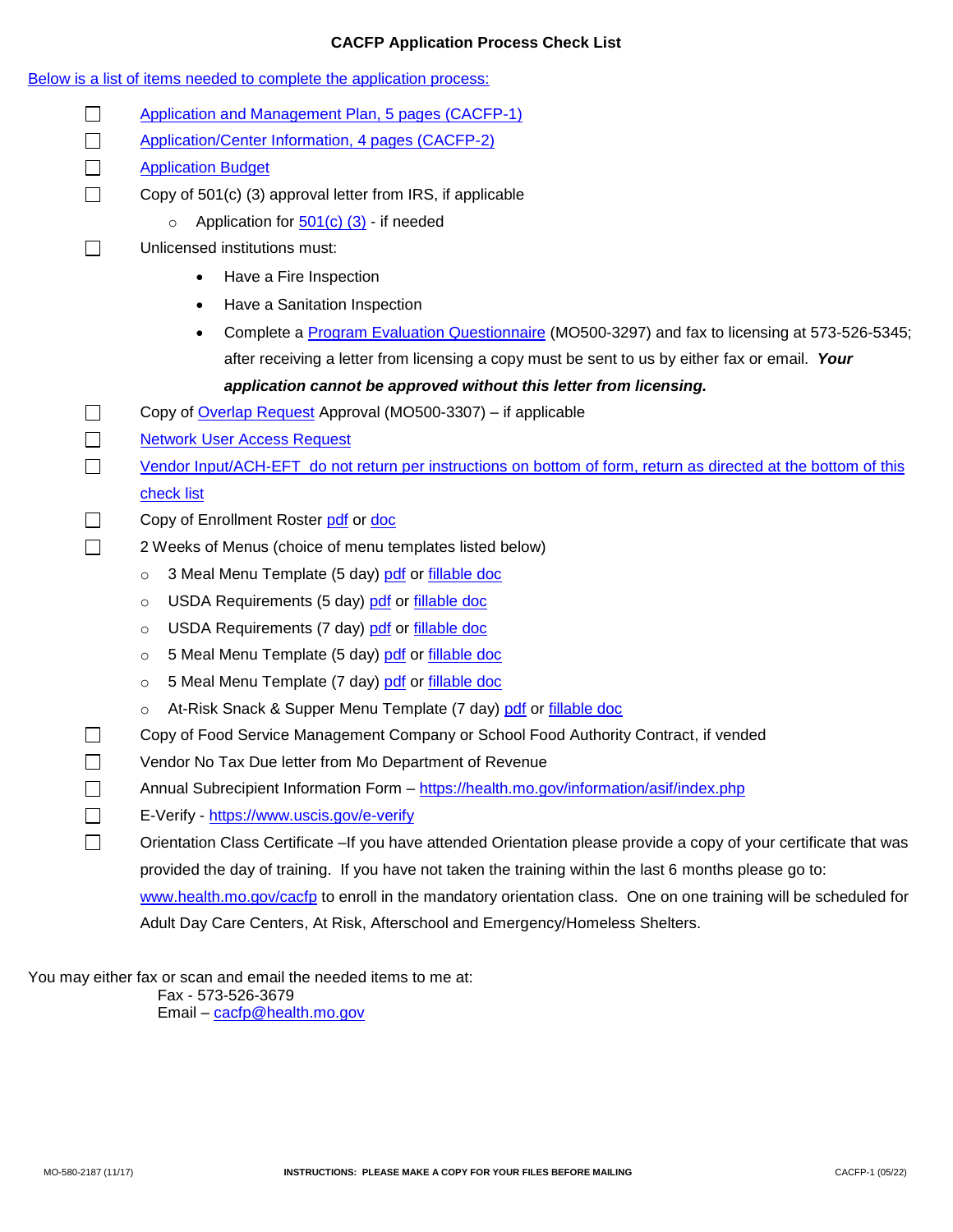# CACFP Application Process Check List

Below is a list of items needed to complete the application process:

- ☐ Application and Management Plan, 5 pages (CACFP-1)
- ☐ Application/Center Information, 4 pages (CACFP-2)
- ☐ Application Budget
- ☐ Copy of 501(c) (3) approval letter from IRS, if applicable
  - Application for 501(c) (3) - if needed
- ☐ Unlicensed institutions must:
  - Have a Fire Inspection
  - Have a Sanitation Inspection
  - Complete a Program Evaluation Questionnaire (MO500-3297) and fax to licensing at 573-526-5345; after receiving a letter from licensing a copy must be sent to us by either fax or email. ***Your application cannot be approved without this letter from licensing.***
- ☐ Copy of Overlap Request Approval (MO500-3307) – if applicable
- ☐ Network User Access Request
- ☐ Vendor Input/ACH-EFT do not return per instructions on bottom of form, return as directed at the bottom of this check list
- ☐ Copy of Enrollment Roster pdf or doc
- ☐ 2 Weeks of Menus (choice of menu templates listed below)
  - 3 Meal Menu Template (5 day) pdf or fillable doc
  - USDA Requirements (5 day) pdf or fillable doc
  - USDA Requirements (7 day) pdf or fillable doc
  - 5 Meal Menu Template (5 day) pdf or fillable doc
  - 5 Meal Menu Template (7 day) pdf or fillable doc
  - At-Risk Snack & Supper Menu Template (7 day) pdf or fillable doc
- ☐ Copy of Food Service Management Company or School Food Authority Contract, if vended
- ☐ Vendor No Tax Due letter from Mo Department of Revenue
- ☐ Annual Subrecipient Information Form – https://health.mo.gov/information/asif/index.php
- ☐ E-Verify - https://www.uscis.gov/e-verify
- ☐ Orientation Class Certificate –If you have attended Orientation please provide a copy of your certificate that was provided the day of training. If you have not taken the training within the last 6 months please go to: www.health.mo.gov/cacfp to enroll in the mandatory orientation class. One on one training will be scheduled for Adult Day Care Centers, At Risk, Afterschool and Emergency/Homeless Shelters.

You may either fax or scan and email the needed items to me at:

Fax - 573-526-3679
Email – cacfp@health.mo.gov

MO-580-2187 (11/17) INSTRUCTIONS: PLEASE MAKE A COPY FOR YOUR FILES BEFORE MAILING CACFP-1 (05/22)